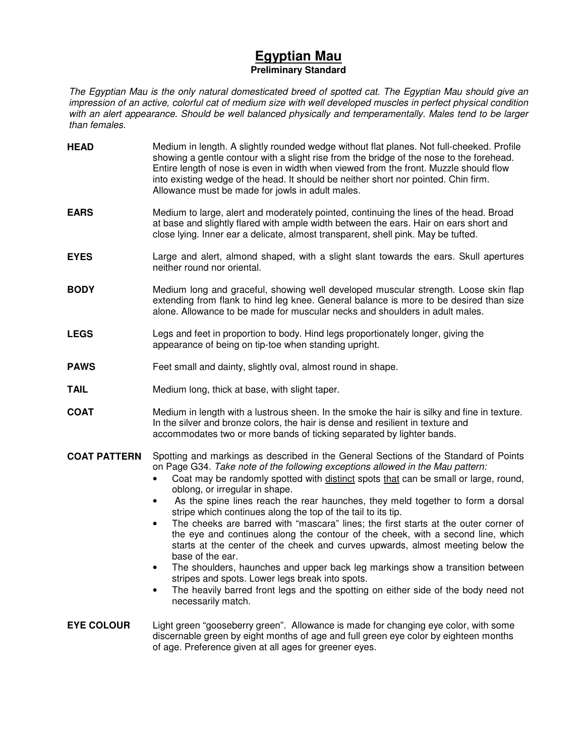# Egyptian Mau

**Preliminary Standard**

*The Egyptian Mau is the only natural domesticated breed of spotted cat. The Egyptian Mau should give an impression of an active, colorful cat of medium size with well developed muscles in perfect physical condition with an alert appearance. Should be well balanced physically and temperamentally. Males tend to be larger than females.*

**HEAD** Medium in length. A slightly rounded wedge without flat planes. Not full-cheeked. Profile showing a gentle contour with a slight rise from the bridge of the nose to the forehead. Entire length of nose is even in width when viewed from the front. Muzzle should flow into existing wedge of the head. It should be neither short nor pointed. Chin firm. Allowance must be made for jowls in adult males.

**EARS** Medium to large, alert and moderately pointed, continuing the lines of the head. Broad at base and slightly flared with ample width between the ears. Hair on ears short and close lying. Inner ear a delicate, almost transparent, shell pink. May be tufted.

**EYES** Large and alert, almond shaped, with a slight slant towards the ears. Skull apertures neither round nor oriental.

**BODY** Medium long and graceful, showing well developed muscular strength. Loose skin flap extending from flank to hind leg knee. General balance is more to be desired than size alone. Allowance to be made for muscular necks and shoulders in adult males.

**LEGS** Legs and feet in proportion to body. Hind legs proportionately longer, giving the appearance of being on tip-toe when standing upright.

**PAWS** Feet small and dainty, slightly oval, almost round in shape.

**TAIL** Medium long, thick at base, with slight taper.

**COAT** Medium in length with a lustrous sheen. In the smoke the hair is silky and fine in texture. In the silver and bronze colors, the hair is dense and resilient in texture and accommodates two or more bands of ticking separated by lighter bands.

**COAT PATTERN** Spotting and markings as described in the General Sections of the Standard of Points on Page G34. *Take note of the following exceptions allowed in the Mau pattern:*

- Coat may be randomly spotted with <u>distinct</u> spots <u>that</u> can be small or large, round, oblong, or irregular in shape.
- As the spine lines reach the rear haunches, they meld together to form a dorsal stripe which continues along the top of the tail to its tip.
- The cheeks are barred with "mascara" lines; the first starts at the outer corner of the eye and continues along the contour of the cheek, with a second line, which starts at the center of the cheek and curves upwards, almost meeting below the base of the ear.
- The shoulders, haunches and upper back leg markings show a transition between stripes and spots. Lower legs break into spots.
- The heavily barred front legs and the spotting on either side of the body need not necessarily match.

**EYE COLOUR** Light green "gooseberry green". Allowance is made for changing eye color, with some discernable green by eight months of age and full green eye color by eighteen months of age. Preference given at all ages for greener eyes.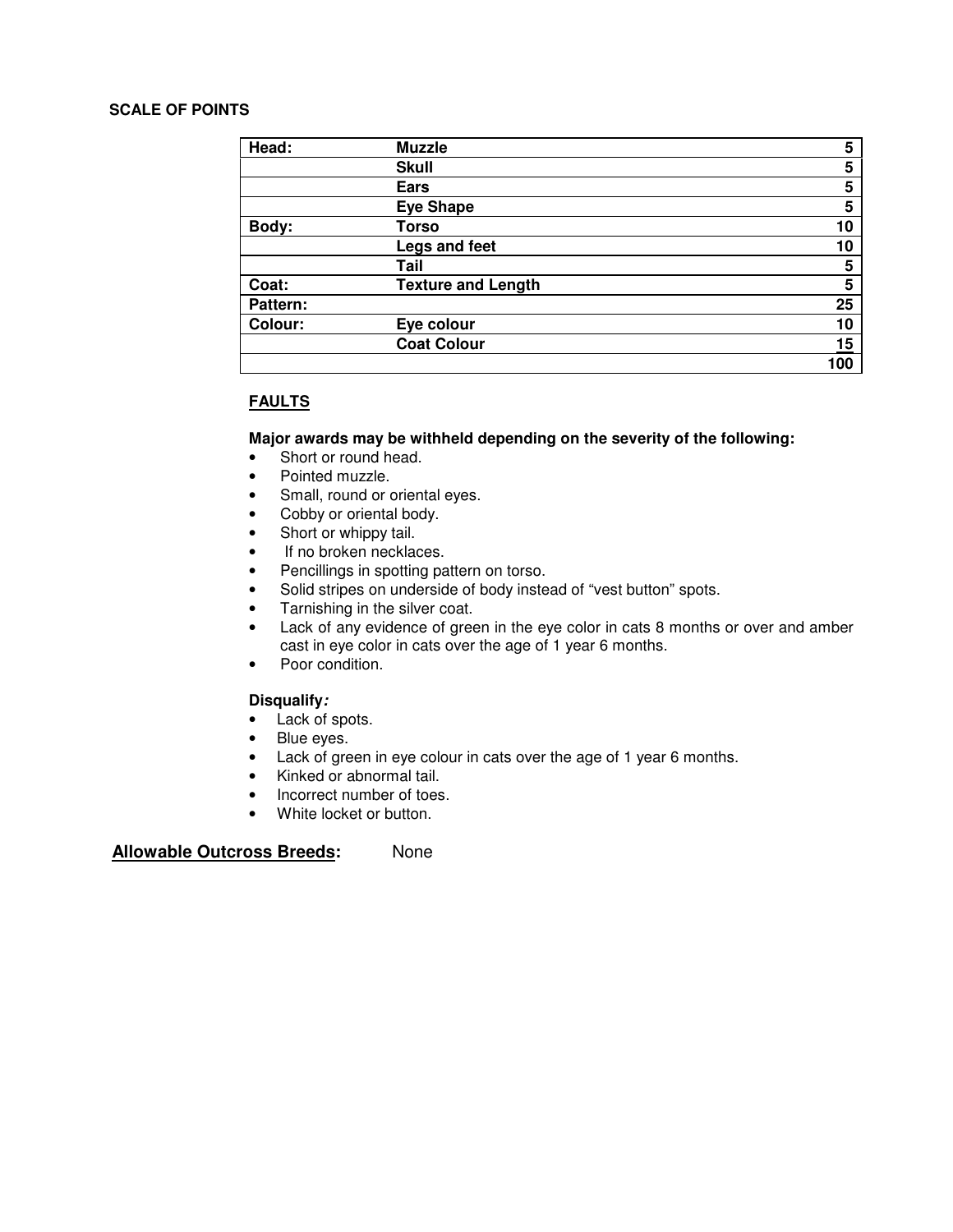**SCALE OF POINTS**

| | | |
|---|---|---|
| **Head:** | **Muzzle** | **5** |
| | **Skull** | **5** |
| | **Ears** | **5** |
| | **Eye Shape** | **5** |
| **Body:** | **Torso** | **10** |
| | **Legs and feet** | **10** |
| | **Tail** | **5** |
| **Coat:** | **Texture and Length** | **5** |
| **Pattern:** | | **25** |
| **Colour:** | **Eye colour** | **10** |
| | **Coat Colour** | **15** |
| | | **100** |

**FAULTS**

**Major awards may be withheld depending on the severity of the following:**

- Short or round head.
- Pointed muzzle.
- Small, round or oriental eyes.
- Cobby or oriental body.
- Short or whippy tail.
- If no broken necklaces.
- Pencillings in spotting pattern on torso.
- Solid stripes on underside of body instead of "vest button" spots.
- Tarnishing in the silver coat.
- Lack of any evidence of green in the eye color in cats 8 months or over and amber cast in eye color in cats over the age of 1 year 6 months.
- Poor condition.

**Disqualify*:***

- Lack of spots.
- Blue eyes.
- Lack of green in eye colour in cats over the age of 1 year 6 months.
- Kinked or abnormal tail.
- Incorrect number of toes.
- White locket or button.

**Allowable Outcross Breeds:** None